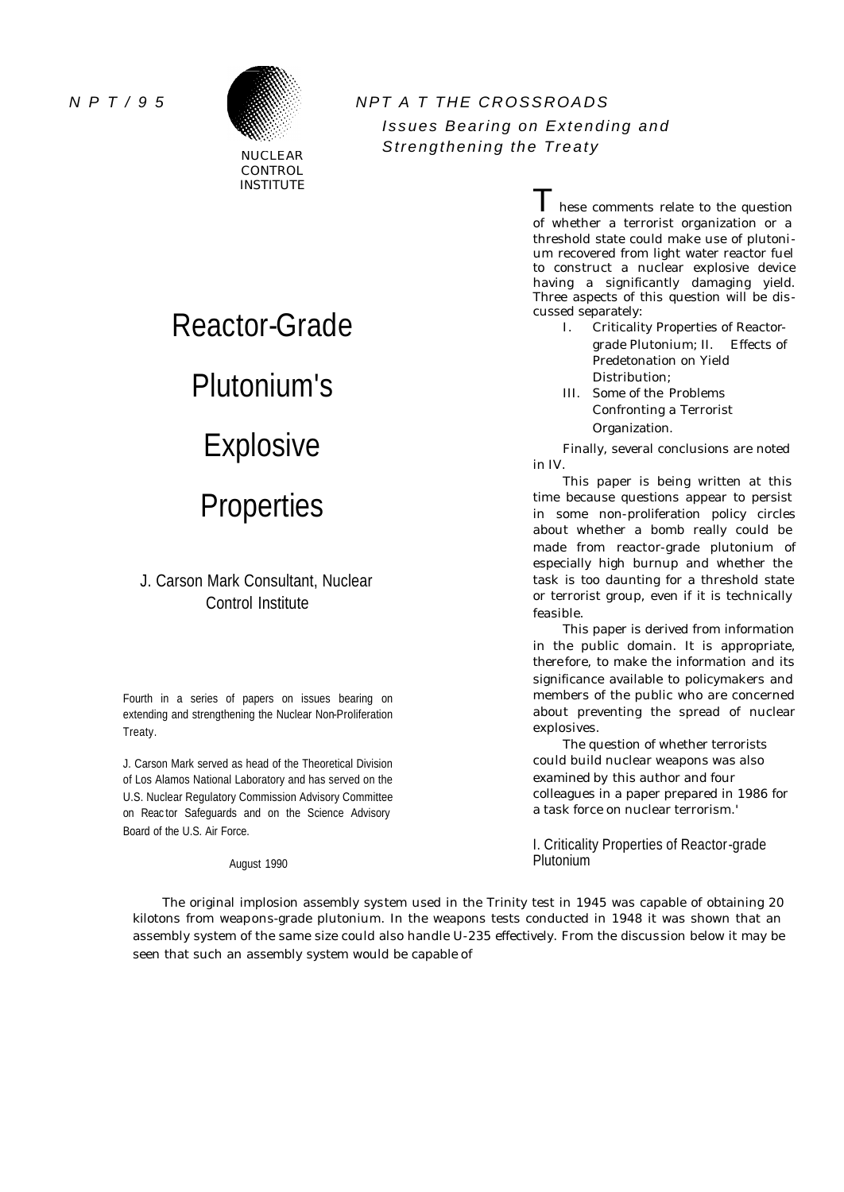NPT/95

NUCLEAR CONTROL INSTITUTE

*NPT AT THE CROSSROADS*

*Issues Bearing on Extending and Strengthening the Treaty*

# Reactor-Grade Plutonium's Explosive Properties

J. Carson Mark Consultant, Nuclear Control Institute

Fourth in a series of papers on issues bearing on extending and strengthening the Nuclear Non-Proliferation Treaty.

J. Carson Mark served as head of the Theoretical Division of Los Alamos National Laboratory and has served on the U.S. Nuclear Regulatory Commission Advisory Committee on Reactor Safeguards and on the Science Advisory Board of the U.S. Air Force.

August 1990

These comments relate to the question of whether a terrorist organization or a threshold state could make use of plutonium recovered from light water reactor fuel to construct a nuclear explosive device having a significantly damaging yield. Three aspects of this question will be discussed separately:

I. Criticality Properties of Reactor-grade Plutonium;
II. Effects of Predetonation on Yield Distribution;
III. Some of the Problems Confronting a Terrorist Organization.

Finally, several conclusions are noted in IV.

This paper is being written at this time because questions appear to persist in some non-proliferation policy circles about whether a bomb really could be made from reactor-grade plutonium of especially high burnup and whether the task is too daunting for a threshold state or terrorist group, even if it is technically feasible.

This paper is derived from information in the public domain. It is appropriate, therefore, to make the information and its significance available to policymakers and members of the public who are concerned about preventing the spread of nuclear explosives.

The question of whether terrorists could build nuclear weapons was also examined by this author and four colleagues in a paper prepared in 1986 for a task force on nuclear terrorism.[1]

## I. Criticality Properties of Reactor-grade Plutonium

The original implosion assembly system used in the Trinity test in 1945 was capable of obtaining 20 kilotons from weapons-grade plutonium. In the weapons tests conducted in 1948 it was shown that an assembly system of the same size could also handle U-235 effectively. From the discussion below it may be seen that such an assembly system would be capable of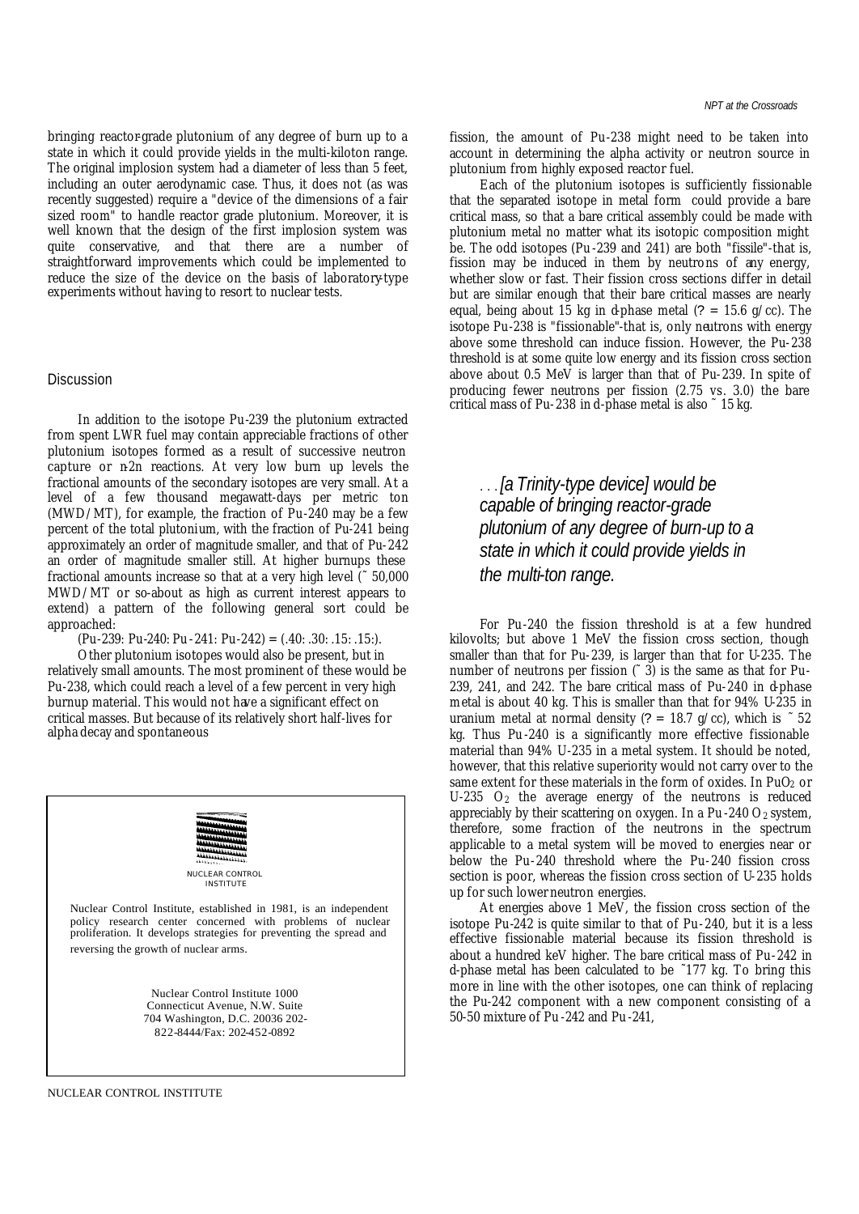bringing reactor-grade plutonium of any degree of burn up to a state in which it could provide yields in the multi-kiloton range. The original implosion system had a diameter of less than 5 feet, including an outer aerodynamic case. Thus, it does not (as was recently suggested) require a "device of the dimensions of a fair sized room" to handle reactor grade plutonium. Moreover, it is well known that the design of the first implosion system was quite conservative, and that there are a number of straightforward improvements which could be implemented to reduce the size of the device on the basis of laboratory-type experiments without having to resort to nuclear tests.

## Discussion

In addition to the isotope Pu-239 the plutonium extracted from spent LWR fuel may contain appreciable fractions of other plutonium isotopes formed as a result of successive neutron capture or n-2n reactions. At very low burn up levels the fractional amounts of the secondary isotopes are very small. At a level of a few thousand megawatt-days per metric ton (MWD/MT), for example, the fraction of Pu-240 may be a few percent of the total plutonium, with the fraction of Pu-241 being approximately an order of magnitude smaller, and that of Pu-242 an order of magnitude smaller still. At higher burnups these fractional amounts increase so that at a very high level (~ 50,000 MWD/MT or so-about as high as current interest appears to extend) a pattern of the following general sort could be approached:

(Pu-239: Pu-240: Pu-241: Pu-242) = (.40: .30: .15: .15:).

Other plutonium isotopes would also be present, but in relatively small amounts. The most prominent of these would be Pu-238, which could reach a level of a few percent in very high burnup material. This would not have a significant effect on critical masses. But because of its relatively short half-lives for alpha decay and spontaneous fission, the amount of Pu-238 might need to be taken into account in determining the alpha activity or neutron source in plutonium from highly exposed reactor fuel.

Each of the plutonium isotopes is sufficiently fissionable that the separated isotope in metal form could provide a bare critical mass, so that a bare critical assembly could be made with plutonium metal no matter what its isotopic composition might be. The odd isotopes (Pu-239 and 241) are both "fissile"-that is, fission may be induced in them by neutrons of any energy, whether slow or fast. Their fission cross sections differ in detail but are similar enough that their bare critical masses are nearly equal, being about 15 kg in d-phase metal (? = 15.6 g/cc). The isotope Pu-238 is "fissionable"-that is, only neutrons with energy above some threshold can induce fission. However, the Pu-238 threshold is at some quite low energy and its fission cross section above about 0.5 MeV is larger than that of Pu-239. In spite of producing fewer neutrons per fission (2.75 vs. 3.0) the bare critical mass of Pu-238 in d-phase metal is also ~ 15 kg.

> *...[a Trinity-type device] would be capable of bringing reactor-grade plutonium of any degree of burn-up to a state in which it could provide yields in the multi-ton range.*

For Pu-240 the fission threshold is at a few hundred kilovolts; but above 1 MeV the fission cross section, though smaller than that for Pu-239, is larger than that for U-235. The number of neutrons per fission (~ 3) is the same as that for Pu-239, 241, and 242. The bare critical mass of Pu-240 in d-phase metal is about 40 kg. This is smaller than that for 94% U-235 in uranium metal at normal density (? = 18.7 g/cc), which is ~ 52 kg. Thus Pu-240 is a significantly more effective fissionable material than 94% U-235 in a metal system. It should be noted, however, that this relative superiority would not carry over to the same extent for these materials in the form of oxides. In $PuO_2$ or U-235 $O_2$ the average energy of the neutrons is reduced appreciably by their scattering on oxygen. In a Pu-240 $O_2$ system, therefore, some fraction of the neutrons in the spectrum applicable to a metal system will be moved to energies near or below the Pu-240 threshold where the Pu-240 fission cross section is poor, whereas the fission cross section of U-235 holds up for such lower neutron energies.

At energies above 1 MeV, the fission cross section of the isotope Pu-242 is quite similar to that of Pu-240, but it is a less effective fissionable material because its fission threshold is about a hundred keV higher. The bare critical mass of Pu-242 in d-phase metal has been calculated to be ~177 kg. To bring this more in line with the other isotopes, one can think of replacing the Pu-242 component with a new component consisting of a 50-50 mixture of Pu-242 and Pu-241,

---

NUCLEAR CONTROL INSTITUTE

Nuclear Control Institute, established in 1981, is an independent policy research center concerned with problems of nuclear proliferation. It develops strategies for preventing the spread and reversing the growth of nuclear arms.

Nuclear Control Institute 1000 Connecticut Avenue, N.W. Suite 704 Washington, D.C. 20036 202-822-8444/Fax: 202-452-0892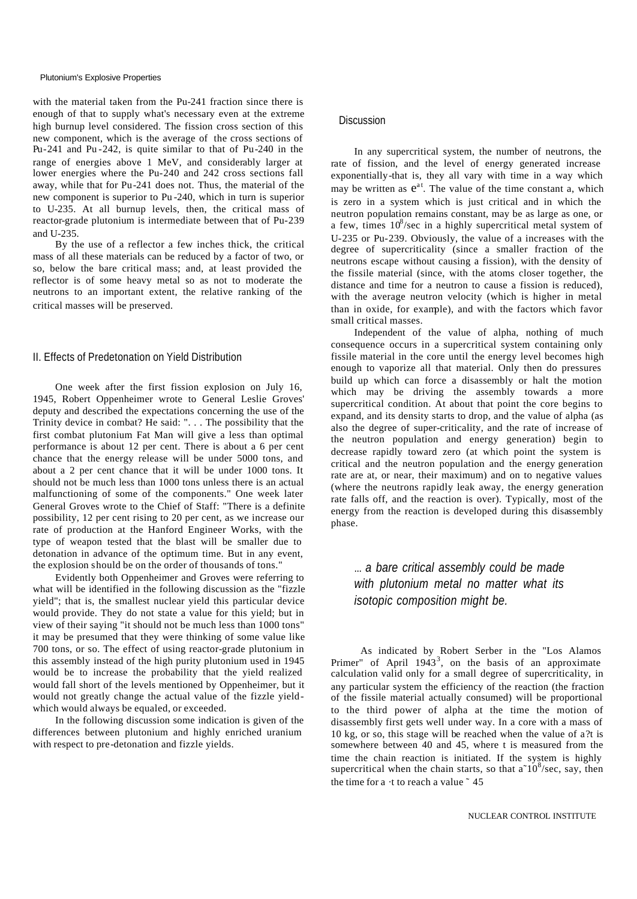with the material taken from the Pu-241 fraction since there is enough of that to supply what's necessary even at the extreme high burnup level considered. The fission cross section of this new component, which is the average of the cross sections of Pu-241 and Pu-242, is quite similar to that of Pu-240 in the range of energies above 1 MeV, and considerably larger at lower energies where the Pu-240 and 242 cross sections fall away, while that for Pu-241 does not. Thus, the material of the new component is superior to Pu-240, which in turn is superior to U-235. At all burnup levels, then, the critical mass of reactor-grade plutonium is intermediate between that of Pu-239 and U-235.

By the use of a reflector a few inches thick, the critical mass of all these materials can be reduced by a factor of two, or so, below the bare critical mass; and, at least provided the reflector is of some heavy metal so as not to moderate the neutrons to an important extent, the relative ranking of the critical masses will be preserved.

## II. Effects of Predetonation on Yield Distribution

One week after the first fission explosion on July 16, 1945, Robert Oppenheimer wrote to General Leslie Groves' deputy and described the expectations concerning the use of the Trinity device in combat? He said: ". . . The possibility that the first combat plutonium Fat Man will give a less than optimal performance is about 12 per cent. There is about a 6 per cent chance that the energy release will be under 5000 tons, and about a 2 per cent chance that it will be under 1000 tons. It should not be much less than 1000 tons unless there is an actual malfunctioning of some of the components." One week later General Groves wrote to the Chief of Staff: "There is a definite possibility, 12 per cent rising to 20 per cent, as we increase our rate of production at the Hanford Engineer Works, with the type of weapon tested that the blast will be smaller due to detonation in advance of the optimum time. But in any event, the explosion should be on the order of thousands of tons."

Evidently both Oppenheimer and Groves were referring to what will be identified in the following discussion as the "fizzle yield"; that is, the smallest nuclear yield this particular device would provide. They do not state a value for this yield; but in view of their saying "it should not be much less than 1000 tons" it may be presumed that they were thinking of some value like 700 tons, or so. The effect of using reactor-grade plutonium in this assembly instead of the high purity plutonium used in 1945 would be to increase the probability that the yield realized would fall short of the levels mentioned by Oppenheimer, but it would not greatly change the actual value of the fizzle yield-which would always be equaled, or exceeded.

In the following discussion some indication is given of the differences between plutonium and highly enriched uranium with respect to pre-detonation and fizzle yields.

### Discussion

In any supercritical system, the number of neutrons, the rate of fission, and the level of energy generated increase exponentially-that is, they all vary with time in a way which may be written as $e^{at}$. The value of the time constant a, which is zero in a system which is just critical and in which the neutron population remains constant, may be as large as one, or a few, times $10^8$/sec in a highly supercritical metal system of U-235 or Pu-239. Obviously, the value of a increases with the degree of supercriticality (since a smaller fraction of the neutrons escape without causing a fission), with the density of the fissile material (since, with the atoms closer together, the distance and time for a neutron to cause a fission is reduced), with the average neutron velocity (which is higher in metal than in oxide, for example), and with the factors which favor small critical masses.

Independent of the value of alpha, nothing of much consequence occurs in a supercritical system containing only fissile material in the core until the energy level becomes high enough to vaporize all that material. Only then do pressures build up which can force a disassembly or halt the motion which may be driving the assembly towards a more supercritical condition. At about that point the core begins to expand, and its density starts to drop, and the value of alpha (as also the degree of super-criticality, and the rate of increase of the neutron population and energy generation) begin to decrease rapidly toward zero (at which point the system is critical and the neutron population and the energy generation rate are at, or near, their maximum) and on to negative values (where the neutrons rapidly leak away, the energy generation rate falls off, and the reaction is over). Typically, most of the energy from the reaction is developed during this disassembly phase.

*... a bare critical assembly could be made with plutonium metal no matter what its isotopic composition might be.*

As indicated by Robert Serber in the "Los Alamos Primer" of April 1943[3], on the basis of an approximate calculation valid only for a small degree of supercriticality, in any particular system the efficiency of the reaction (the fraction of the fissile material actually consumed) will be proportional to the third power of alpha at the time the motion of disassembly first gets well under way. In a core with a mass of 10 kg, or so, this stage will be reached when the value of a?t is somewhere between 40 and 45, where t is measured from the time the chain reaction is initiated. If the system is highly supercritical when the chain starts, so that $a \sim 10^8$/sec, say, then the time for a ·t to reach a value ~ 45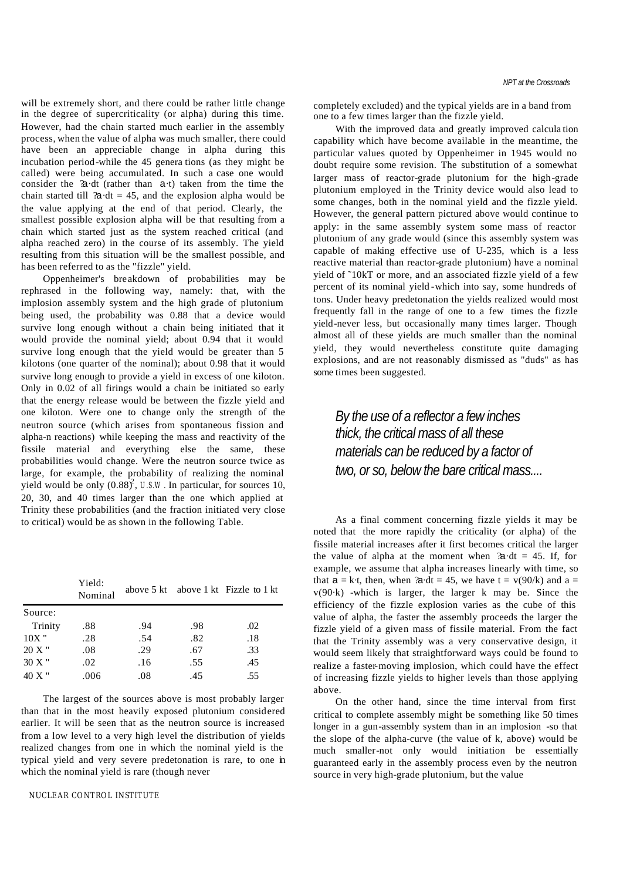will be extremely short, and there could be rather little change in the degree of supercriticality (or alpha) during this time. However, had the chain started much earlier in the assembly process, when the value of alpha was much smaller, there could have been an appreciable change in alpha during this incubation period-while the 45 generations (as they might be called) were being accumulated. In such a case one would consider the $\int a \cdot dt$ (rather than $a \cdot t$) taken from the time the chain started till $\int a \cdot dt = 45$, and the explosion alpha would be the value applying at the end of that period. Clearly, the smallest possible explosion alpha will be that resulting from a chain which started just as the system reached critical (and alpha reached zero) in the course of its assembly. The yield resulting from this situation will be the smallest possible, and has been referred to as the "fizzle" yield.

Oppenheimer's breakdown of probabilities may be rephrased in the following way, namely: that, with the implosion assembly system and the high grade of plutonium being used, the probability was 0.88 that a device would survive long enough without a chain being initiated that it would provide the nominal yield; about 0.94 that it would survive long enough that the yield would be greater than 5 kilotons (one quarter of the nominal); about 0.98 that it would survive long enough to provide a yield in excess of one kiloton. Only in 0.02 of all firings would a chain be initiated so early that the energy release would be between the fizzle yield and one kiloton. Were one to change only the strength of the neutron source (which arises from spontaneous fission and alpha-n reactions) while keeping the mass and reactivity of the fissile material and everything else the same, these probabilities would change. Were the neutron source twice as large, for example, the probability of realizing the nominal yield would be only $(0.88)^2$, U.S.W. In particular, for sources 10, 20, 30, and 40 times larger than the one which applied at Trinity these probabilities (and the fraction initiated very close to critical) would be as shown in the following Table.

| | Yield: Nominal | above 5 kt | above 1 kt | Fizzle to 1 kt |
|---|---|---|---|---|
| Source: | | | | |
| Trinity | .88 | .94 | .98 | .02 |
| 10X " | .28 | .54 | .82 | .18 |
| 20 X " | .08 | .29 | .67 | .33 |
| 30 X " | .02 | .16 | .55 | .45 |
| 40 X " | .006 | .08 | .45 | .55 |

The largest of the sources above is most probably larger than that in the most heavily exposed plutonium considered earlier. It will be seen that as the neutron source is increased from a low level to a very high level the distribution of yields realized changes from one in which the nominal yield is the typical yield and very severe predetonation is rare, to one in which the nominal yield is rare (though never completely excluded) and the typical yields are in a band from one to a few times larger than the fizzle yield.

With the improved data and greatly improved calculation capability which have become available in the meantime, the particular values quoted by Oppenheimer in 1945 would no doubt require some revision. The substitution of a somewhat larger mass of reactor-grade plutonium for the high-grade plutonium employed in the Trinity device would also lead to some changes, both in the nominal yield and the fizzle yield. However, the general pattern pictured above would continue to apply: in the same assembly system some mass of reactor plutonium of any grade would (since this assembly system was capable of making effective use of U-235, which is a less reactive material than reactor-grade plutonium) have a nominal yield of ~10kT or more, and an associated fizzle yield of a few percent of its nominal yield-which into say, some hundreds of tons. Under heavy predetonation the yields realized would most frequently fall in the range of one to a few times the fizzle yield-never less, but occasionally many times larger. Though almost all of these yields are much smaller than the nominal yield, they would nevertheless constitute quite damaging explosions, and are not reasonably dismissed as "duds" as has some times been suggested.

*By the use of a reflector a few inches thick, the critical mass of all these materials can be reduced by a factor of two, or so, below the bare critical mass....*

As a final comment concerning fizzle yields it may be noted that the more rapidly the criticality (or alpha) of the fissile material increases after it first becomes critical the larger the value of alpha at the moment when $\int a \cdot dt = 45$. If, for example, we assume that alpha increases linearly with time, so that $a = k \cdot t$, then, when $\int a \cdot dt = 45$, we have $t = \sqrt{(90/k)}$ and $a = \sqrt{(90 \cdot k)}$ -which is larger, the larger k may be. Since the efficiency of the fizzle explosion varies as the cube of this value of alpha, the faster the assembly proceeds the larger the fizzle yield of a given mass of fissile material. From the fact that the Trinity assembly was a very conservative design, it would seem likely that straightforward ways could be found to realize a faster-moving implosion, which could have the effect of increasing fizzle yields to higher levels than those applying above.

On the other hand, since the time interval from first critical to complete assembly might be something like 50 times longer in a gun-assembly system than in an implosion -so that the slope of the alpha-curve (the value of k, above) would be much smaller-not only would initiation be essentially guaranteed early in the assembly process even by the neutron source in very high-grade plutonium, but the value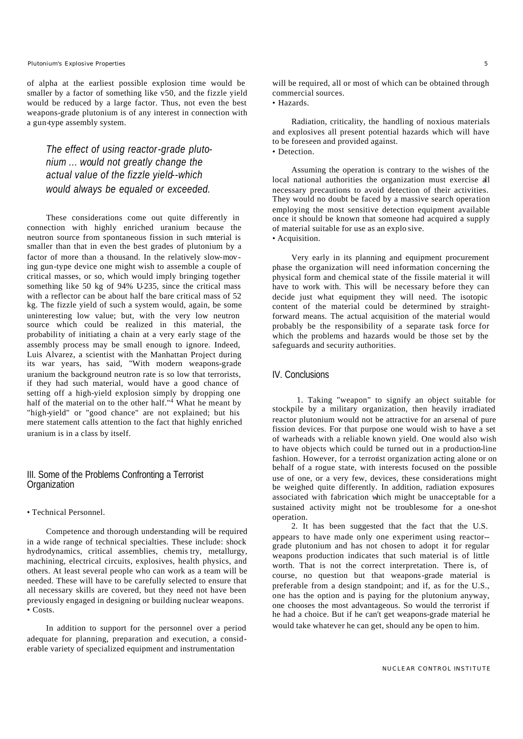of alpha at the earliest possible explosion time would be smaller by a factor of something like v50, and the fizzle yield would be reduced by a large factor. Thus, not even the best weapons-grade plutonium is of any interest in connection with a gun-type assembly system.

*The effect of using reactor-grade plutonium ... would not greatly change the actual value of the fizzle yield--which would always be equaled or exceeded.*

These considerations come out quite differently in connection with highly enriched uranium because the neutron source from spontaneous fission in such material is smaller than that in even the best grades of plutonium by a factor of more than a thousand. In the relatively slow-moving gun-type device one might wish to assemble a couple of critical masses, or so, which would imply bringing together something like 50 kg of 94% U-235, since the critical mass with a reflector can be about half the bare critical mass of 52 kg. The fizzle yield of such a system would, again, be some uninteresting low value; but, with the very low neutron source which could be realized in this material, the probability of initiating a chain at a very early stage of the assembly process may be small enough to ignore. Indeed, Luis Alvarez, a scientist with the Manhattan Project during its war years, has said, "With modern weapons-grade uranium the background neutron rate is so low that terrorists, if they had such material, would have a good chance of setting off a high-yield explosion simply by dropping one half of the material on to the other half."[4] What he meant by "high-yield" or "good chance" are not explained; but his mere statement calls attention to the fact that highly enriched uranium is in a class by itself.

## III. Some of the Problems Confronting a Terrorist Organization

- Technical Personnel.

Competence and thorough understanding will be required in a wide range of technical specialties. These include: shock hydrodynamics, critical assemblies, chemistry, metallurgy, machining, electrical circuits, explosives, health physics, and others. At least several people who can work as a team will be needed. These will have to be carefully selected to ensure that all necessary skills are covered, but they need not have been previously engaged in designing or building nuclear weapons.

- Costs.

In addition to support for the personnel over a period adequate for planning, preparation and execution, a considerable variety of specialized equipment and instrumentation will be required, all or most of which can be obtained through commercial sources.

- Hazards.

Radiation, criticality, the handling of noxious materials and explosives all present potential hazards which will have to be foreseen and provided against.

- Detection.

Assuming the operation is contrary to the wishes of the local national authorities the organization must exercise all necessary precautions to avoid detection of their activities. They would no doubt be faced by a massive search operation employing the most sensitive detection equipment available once it should be known that someone had acquired a supply of material suitable for use as an explosive.

- Acquisition.

Very early in its planning and equipment procurement phase the organization will need information concerning the physical form and chemical state of the fissile material it will have to work with. This will be necessary before they can decide just what equipment they will need. The isotopic content of the material could be determined by straightforward means. The actual acquisition of the material would probably be the responsibility of a separate task force for which the problems and hazards would be those set by the safeguards and security authorities.

## IV. Conclusions

1. Taking "weapon" to signify an object suitable for stockpile by a military organization, then heavily irradiated reactor plutonium would not be attractive for an arsenal of pure fission devices. For that purpose one would wish to have a set of warheads with a reliable known yield. One would also wish to have objects which could be turned out in a production-line fashion. However, for a terrorist organization acting alone or on behalf of a rogue state, with interests focused on the possible use of one, or a very few, devices, these considerations might be weighed quite differently. In addition, radiation exposures associated with fabrication which might be unacceptable for a sustained activity might not be troublesome for a one-shot operation.

2. It has been suggested that the fact that the U.S. appears to have made only one experiment using reactor--grade plutonium and has not chosen to adopt it for regular weapons production indicates that such material is of little worth. That is not the correct interpretation. There is, of course, no question but that weapons-grade material is preferable from a design standpoint; and if, as for the U.S., one has the option and is paying for the plutonium anyway, one chooses the most advantageous. So would the terrorist if he had a choice. But if he can't get weapons-grade material he would take whatever he can get, should any be open to him.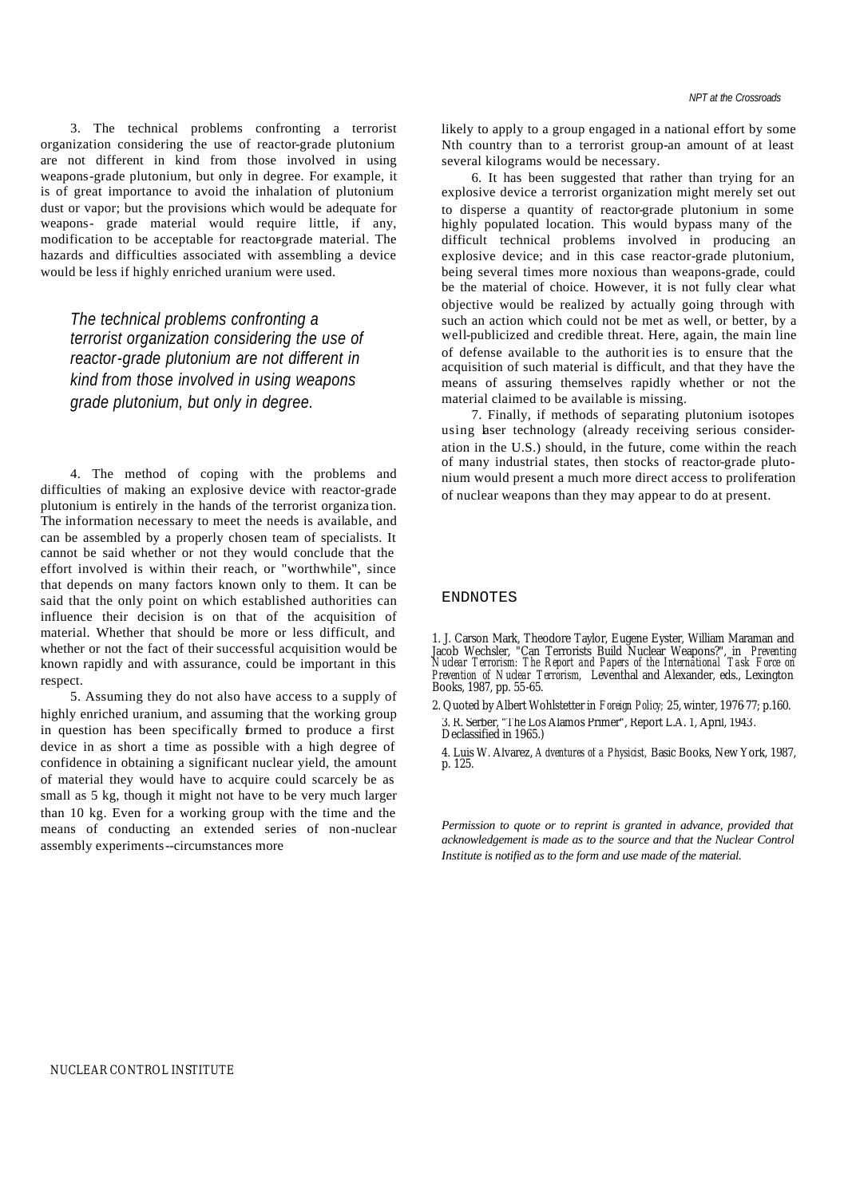3. The technical problems confronting a terrorist organization considering the use of reactor-grade plutonium are not different in kind from those involved in using weapons-grade plutonium, but only in degree. For example, it is of great importance to avoid the inhalation of plutonium dust or vapor; but the provisions which would be adequate for weapons- grade material would require little, if any, modification to be acceptable for reactor-grade material. The hazards and difficulties associated with assembling a device would be less if highly enriched uranium were used.

*The technical problems confronting a terrorist organization considering the use of reactor-grade plutonium are not different in kind from those involved in using weapons grade plutonium, but only in degree.*

4. The method of coping with the problems and difficulties of making an explosive device with reactor-grade plutonium is entirely in the hands of the terrorist organization. The information necessary to meet the needs is available, and can be assembled by a properly chosen team of specialists. It cannot be said whether or not they would conclude that the effort involved is within their reach, or "worthwhile", since that depends on many factors known only to them. It can be said that the only point on which established authorities can influence their decision is on that of the acquisition of material. Whether that should be more or less difficult, and whether or not the fact of their successful acquisition would be known rapidly and with assurance, could be important in this respect.

5. Assuming they do not also have access to a supply of highly enriched uranium, and assuming that the working group in question has been specifically formed to produce a first device in as short a time as possible with a high degree of confidence in obtaining a significant nuclear yield, the amount of material they would have to acquire could scarcely be as small as 5 kg, though it might not have to be very much larger than 10 kg. Even for a working group with the time and the means of conducting an extended series of non-nuclear assembly experiments--circumstances more likely to apply to a group engaged in a national effort by some Nth country than to a terrorist group-an amount of at least several kilograms would be necessary.

6. It has been suggested that rather than trying for an explosive device a terrorist organization might merely set out to disperse a quantity of reactor-grade plutonium in some highly populated location. This would bypass many of the difficult technical problems involved in producing an explosive device; and in this case reactor-grade plutonium, being several times more noxious than weapons-grade, could be the material of choice. However, it is not fully clear what objective would be realized by actually going through with such an action which could not be met as well, or better, by a well-publicized and credible threat. Here, again, the main line of defense available to the authorities is to ensure that the acquisition of such material is difficult, and that they have the means of assuring themselves rapidly whether or not the material claimed to be available is missing.

7. Finally, if methods of separating plutonium isotopes using laser technology (already receiving serious consideration in the U.S.) should, in the future, come within the reach of many industrial states, then stocks of reactor-grade plutonium would present a much more direct access to proliferation of nuclear weapons than they may appear to do at present.

## ENDNOTES

1. J. Carson Mark, Theodore Taylor, Eugene Eyster, William Maraman and Jacob Wechsler, "Can Terrorists Build Nuclear Weapons?", in *Preventing Nuclear Terrorism: The Report and Papers of the International Task Force on Prevention of Nuclear Terrorism,* Leventhal and Alexander, eds., Lexington Books, 1987, pp. 55-65.

2. Quoted by Albert Wohlstetter in *Foreign Policy;* 25, winter, 1976-77; p.160.

3. R. Serber, "The Los Alamos Primer", Report L.A. 1, April, 1943. Declassified in 1965.)

4. Luis W. Alvarez, *Adventures of a Physicist,* Basic Books, New York, 1987, p. 125.

*Permission to quote or to reprint is granted in advance, provided that acknowledgement is made as to the source and that the Nuclear Control Institute is notified as to the form and use made of the material.*